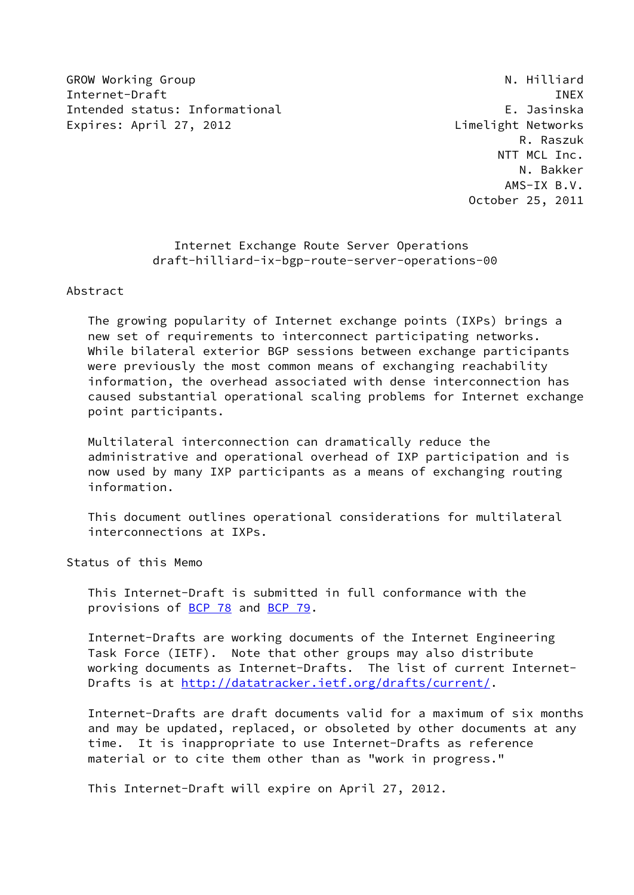GROW Working Group N. Hilliard
Internet-Draft INEX
Intended status: Informational E. Jasinska
Expires: April 27, 2012 Limelight Networks
R. Raszuk
NTT MCL Inc.
N. Bakker
AMS-IX B.V.
October 25, 2011

# Internet Exchange Route Server Operations
## draft-hilliard-ix-bgp-route-server-operations-00

## Abstract

The growing popularity of Internet exchange points (IXPs) brings a new set of requirements to interconnect participating networks. While bilateral exterior BGP sessions between exchange participants were previously the most common means of exchanging reachability information, the overhead associated with dense interconnection has caused substantial operational scaling problems for Internet exchange point participants.

Multilateral interconnection can dramatically reduce the administrative and operational overhead of IXP participation and is now used by many IXP participants as a means of exchanging routing information.

This document outlines operational considerations for multilateral interconnections at IXPs.

## Status of this Memo

This Internet-Draft is submitted in full conformance with the provisions of BCP 78 and BCP 79.

Internet-Drafts are working documents of the Internet Engineering Task Force (IETF). Note that other groups may also distribute working documents as Internet-Drafts. The list of current Internet-Drafts is at http://datatracker.ietf.org/drafts/current/.

Internet-Drafts are draft documents valid for a maximum of six months and may be updated, replaced, or obsoleted by other documents at any time. It is inappropriate to use Internet-Drafts as reference material or to cite them other than as "work in progress."

This Internet-Draft will expire on April 27, 2012.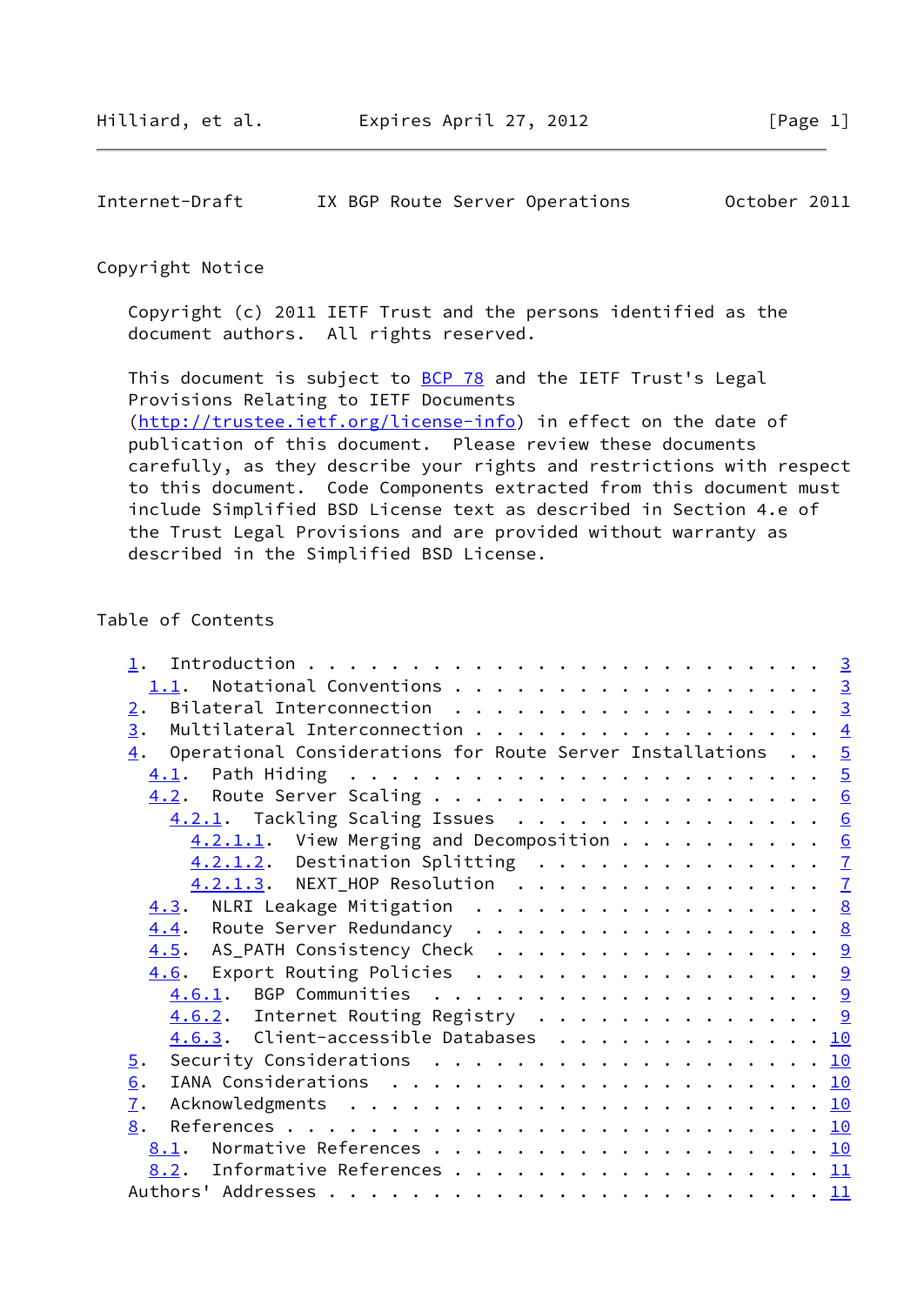## Copyright Notice

Copyright (c) 2011 IETF Trust and the persons identified as the document authors. All rights reserved.

This document is subject to BCP 78 and the IETF Trust's Legal Provisions Relating to IETF Documents (http://trustee.ietf.org/license-info) in effect on the date of publication of this document. Please review these documents carefully, as they describe your rights and restrictions with respect to this document. Code Components extracted from this document must include Simplified BSD License text as described in Section 4.e of the Trust Legal Provisions and are provided without warranty as described in the Simplified BSD License.

## Table of Contents

```
   1.  Introduction . . . . . . . . . . . . . . . . . . . . . . . . .  3
     1.1.  Notational Conventions . . . . . . . . . . . . . . . . . .  3
   2.  Bilateral Interconnection  . . . . . . . . . . . . . . . . . .  3
   3.  Multilateral Interconnection . . . . . . . . . . . . . . . . .  4
   4.  Operational Considerations for Route Server Installations  . .  5
     4.1.  Path Hiding  . . . . . . . . . . . . . . . . . . . . . . .  5
     4.2.  Route Server Scaling . . . . . . . . . . . . . . . . . . .  6
       4.2.1.  Tackling Scaling Issues  . . . . . . . . . . . . . . .  6
         4.2.1.1.  View Merging and Decomposition . . . . . . . . . .  6
         4.2.1.2.  Destination Splitting  . . . . . . . . . . . . . .  7
         4.2.1.3.  NEXT_HOP Resolution  . . . . . . . . . . . . . . .  7
     4.3.  NLRI Leakage Mitigation  . . . . . . . . . . . . . . . . .  8
     4.4.  Route Server Redundancy  . . . . . . . . . . . . . . . . .  8
     4.5.  AS_PATH Consistency Check  . . . . . . . . . . . . . . . .  9
     4.6.  Export Routing Policies  . . . . . . . . . . . . . . . . .  9
       4.6.1.  BGP Communities  . . . . . . . . . . . . . . . . . . .  9
       4.6.2.  Internet Routing Registry  . . . . . . . . . . . . . .  9
       4.6.3.  Client-accessible Databases  . . . . . . . . . . . . . 10
   5.  Security Considerations  . . . . . . . . . . . . . . . . . . . 10
   6.  IANA Considerations  . . . . . . . . . . . . . . . . . . . . . 10
   7.  Acknowledgments  . . . . . . . . . . . . . . . . . . . . . . . 10
   8.  References . . . . . . . . . . . . . . . . . . . . . . . . . . 10
     8.1.  Normative References . . . . . . . . . . . . . . . . . . . 10
     8.2.  Informative References . . . . . . . . . . . . . . . . . . 11
   Authors' Addresses . . . . . . . . . . . . . . . . . . . . . . . . 11
```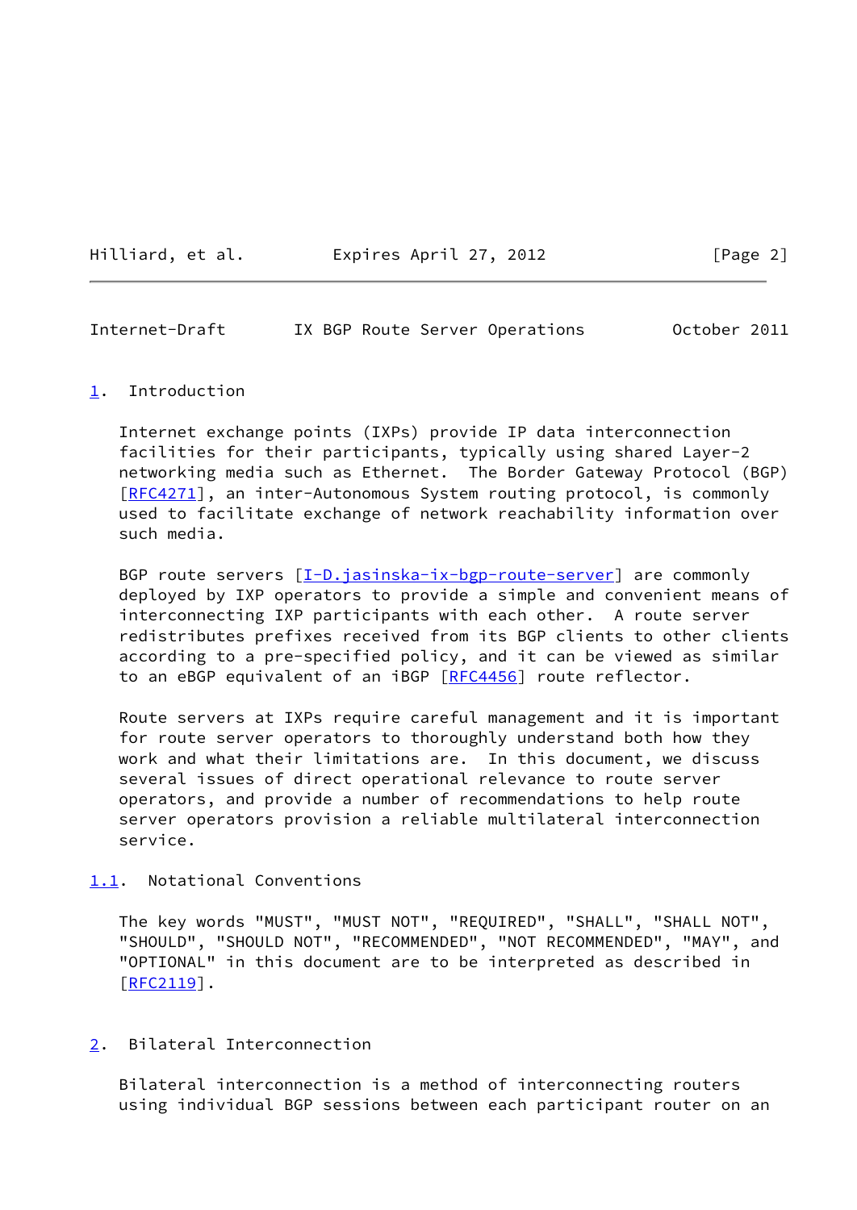## 1. Introduction

Internet exchange points (IXPs) provide IP data interconnection facilities for their participants, typically using shared Layer-2 networking media such as Ethernet. The Border Gateway Protocol (BGP) [RFC4271], an inter-Autonomous System routing protocol, is commonly used to facilitate exchange of network reachability information over such media.

BGP route servers [I-D.jasinska-ix-bgp-route-server] are commonly deployed by IXP operators to provide a simple and convenient means of interconnecting IXP participants with each other. A route server redistributes prefixes received from its BGP clients to other clients according to a pre-specified policy, and it can be viewed as similar to an eBGP equivalent of an iBGP [RFC4456] route reflector.

Route servers at IXPs require careful management and it is important for route server operators to thoroughly understand both how they work and what their limitations are. In this document, we discuss several issues of direct operational relevance to route server operators, and provide a number of recommendations to help route server operators provision a reliable multilateral interconnection service.

### 1.1. Notational Conventions

The key words "MUST", "MUST NOT", "REQUIRED", "SHALL", "SHALL NOT", "SHOULD", "SHOULD NOT", "RECOMMENDED", "NOT RECOMMENDED", "MAY", and "OPTIONAL" in this document are to be interpreted as described in [RFC2119].

## 2. Bilateral Interconnection

Bilateral interconnection is a method of interconnecting routers using individual BGP sessions between each participant router on an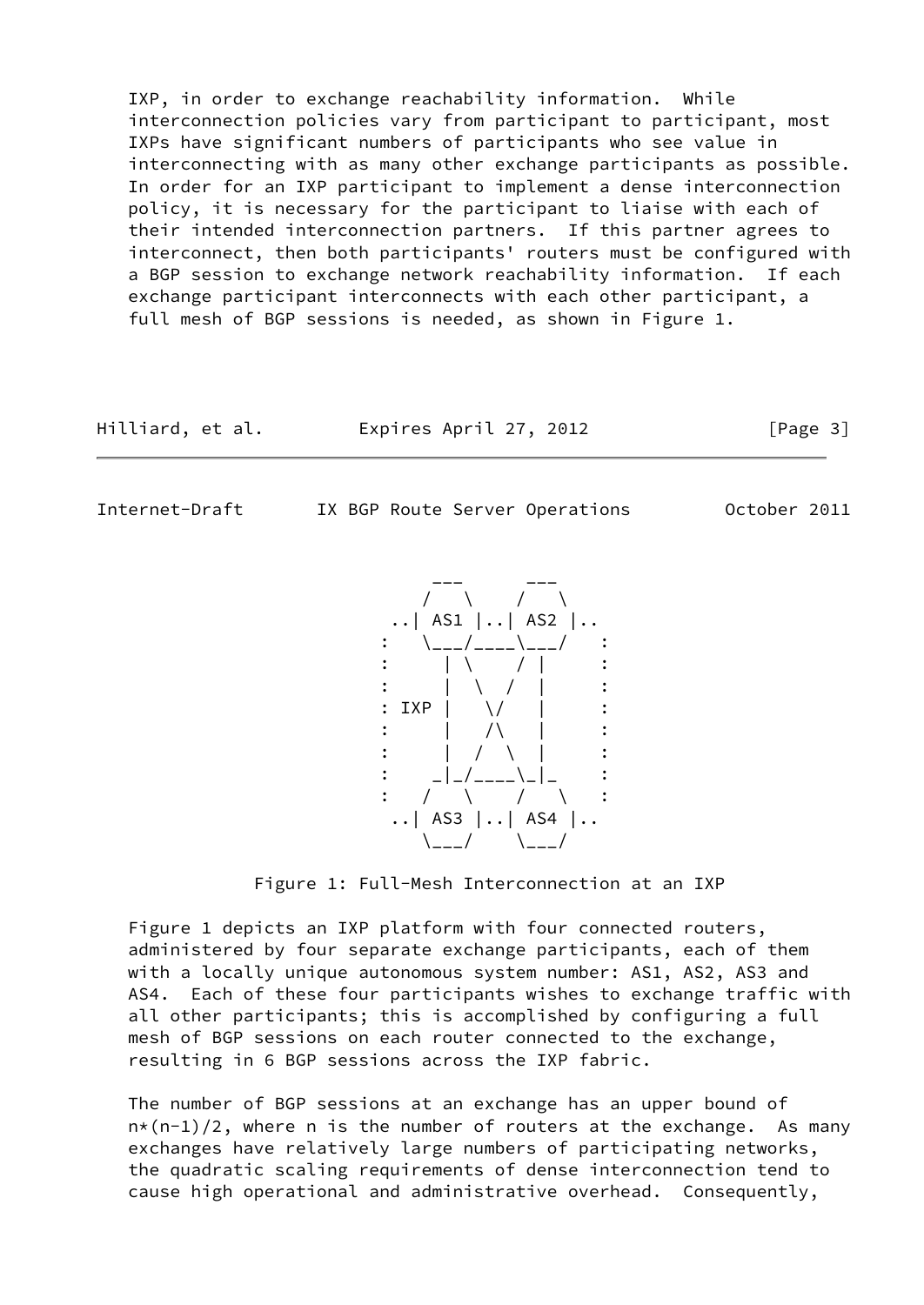IXP, in order to exchange reachability information. While interconnection policies vary from participant to participant, most IXPs have significant numbers of participants who see value in interconnecting with as many other exchange participants as possible. In order for an IXP participant to implement a dense interconnection policy, it is necessary for the participant to liaise with each of their intended interconnection partners. If this partner agrees to interconnect, then both participants' routers must be configured with a BGP session to exchange network reachability information. If each exchange participant interconnects with each other participant, a full mesh of BGP sessions is needed, as shown in Figure 1.

```
          ___      ___
         /   \    /   \
      ..| AS1 |..| AS2 |..
     :   \___/____\___/   :
     :     | \    / |     :
     :     |  \  /  |     :
     : IXP |   \/   |     :
     :     |   /\   |     :
     :     |  /  \  |     :
     :    _|_/____\_|_    :
     :   /   \    /   \   :
      ..| AS3 |..| AS4 |..
         \___/    \___/
```

Figure 1: Full-Mesh Interconnection at an IXP

Figure 1 depicts an IXP platform with four connected routers, administered by four separate exchange participants, each of them with a locally unique autonomous system number: AS1, AS2, AS3 and AS4. Each of these four participants wishes to exchange traffic with all other participants; this is accomplished by configuring a full mesh of BGP sessions on each router connected to the exchange, resulting in 6 BGP sessions across the IXP fabric.

The number of BGP sessions at an exchange has an upper bound of $n*(n-1)/2$, where n is the number of routers at the exchange. As many exchanges have relatively large numbers of participating networks, the quadratic scaling requirements of dense interconnection tend to cause high operational and administrative overhead. Consequently,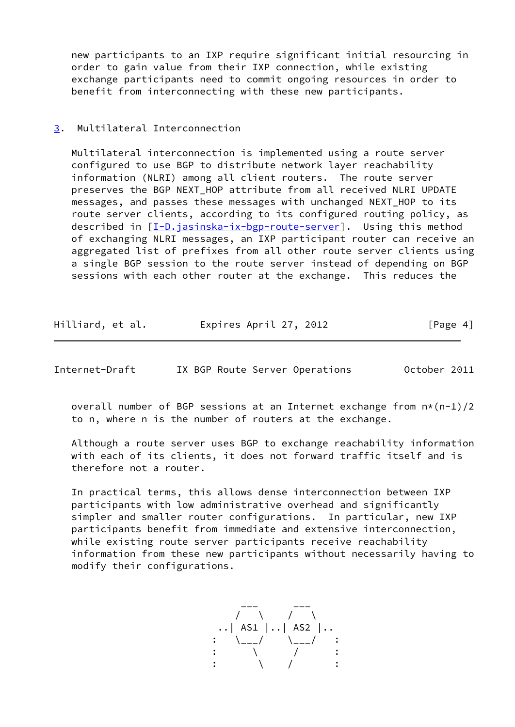new participants to an IXP require significant initial resourcing in order to gain value from their IXP connection, while existing exchange participants need to commit ongoing resources in order to benefit from interconnecting with these new participants.

## 3. Multilateral Interconnection

Multilateral interconnection is implemented using a route server configured to use BGP to distribute network layer reachability information (NLRI) among all client routers. The route server preserves the BGP NEXT_HOP attribute from all received NLRI UPDATE messages, and passes these messages with unchanged NEXT_HOP to its route server clients, according to its configured routing policy, as described in [I-D.jasinska-ix-bgp-route-server]. Using this method of exchanging NLRI messages, an IXP participant router can receive an aggregated list of prefixes from all other route server clients using a single BGP session to the route server instead of depending on BGP sessions with each other router at the exchange. This reduces the overall number of BGP sessions at an Internet exchange from $n*(n-1)/2$ to n, where n is the number of routers at the exchange.

Although a route server uses BGP to exchange reachability information with each of its clients, it does not forward traffic itself and is therefore not a router.

In practical terms, this allows dense interconnection between IXP participants with low administrative overhead and significantly simpler and smaller router configurations. In particular, new IXP participants benefit from immediate and extensive interconnection, while existing route server participants receive reachability information from these new participants without necessarily having to modify their configurations.

```
            ___      ___
           /   \    /   \
        ..| AS1 |..| AS2 |..
       :   \___/    \___/   :
       :       \      /     :
       :        \    /      :
```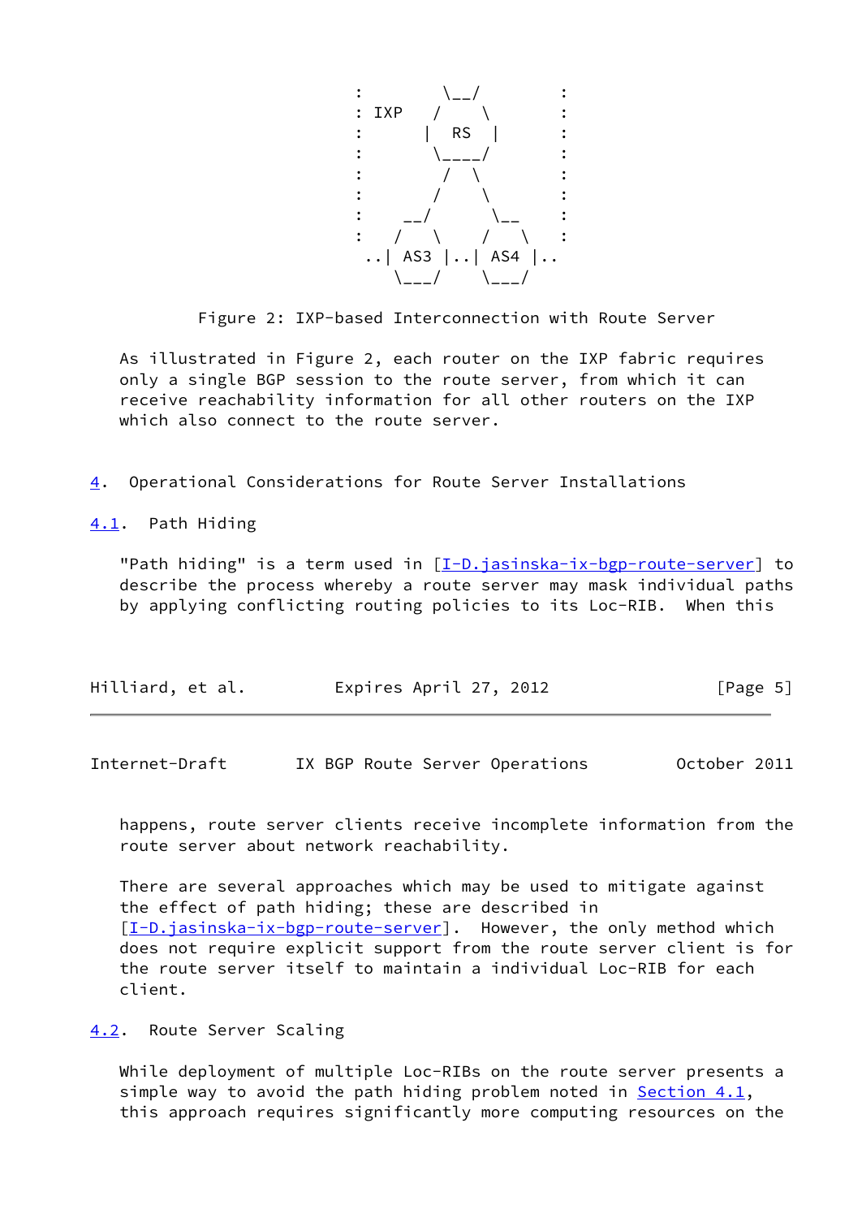```
                    :        \__/        :
                    : IXP   /    \       :
                    :      |  RS  |      :
                    :       \____/       :
                    :        /  \        :
                    :       /    \       :
                    :    __/      \__    :
                    :   /   \    /   \   :
                     ..| AS3 |..| AS4 |..
                        \___/    \___/
```

Figure 2: IXP-based Interconnection with Route Server

As illustrated in Figure 2, each router on the IXP fabric requires only a single BGP session to the route server, from which it can receive reachability information for all other routers on the IXP which also connect to the route server.

## 4. Operational Considerations for Route Server Installations

### 4.1. Path Hiding

"Path hiding" is a term used in [I-D.jasinska-ix-bgp-route-server] to describe the process whereby a route server may mask individual paths by applying conflicting routing policies to its Loc-RIB. When this happens, route server clients receive incomplete information from the route server about network reachability.

There are several approaches which may be used to mitigate against the effect of path hiding; these are described in [I-D.jasinska-ix-bgp-route-server]. However, the only method which does not require explicit support from the route server client is for the route server itself to maintain a individual Loc-RIB for each client.

### 4.2. Route Server Scaling

While deployment of multiple Loc-RIBs on the route server presents a simple way to avoid the path hiding problem noted in Section 4.1, this approach requires significantly more computing resources on the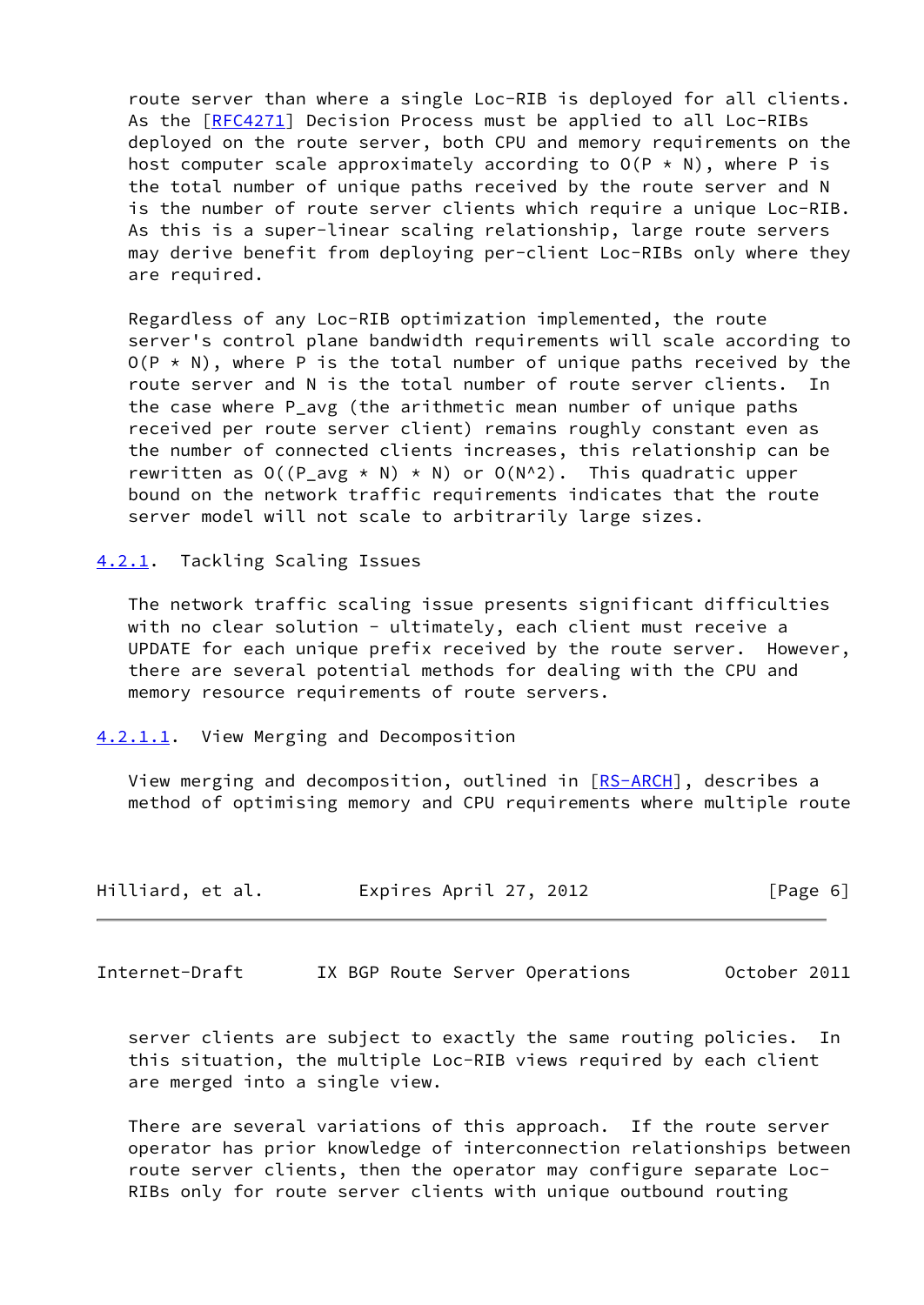route server than where a single Loc-RIB is deployed for all clients. As the [RFC4271] Decision Process must be applied to all Loc-RIBs deployed on the route server, both CPU and memory requirements on the host computer scale approximately according to $O(P * N)$, where P is the total number of unique paths received by the route server and N is the number of route server clients which require a unique Loc-RIB. As this is a super-linear scaling relationship, large route servers may derive benefit from deploying per-client Loc-RIBs only where they are required.

Regardless of any Loc-RIB optimization implemented, the route server's control plane bandwidth requirements will scale according to $O(P * N)$, where P is the total number of unique paths received by the route server and N is the total number of route server clients. In the case where $P_{avg}$ (the arithmetic mean number of unique paths received per route server client) remains roughly constant even as the number of connected clients increases, this relationship can be rewritten as $O((P_{avg} * N) * N)$ or $O(N^2)$. This quadratic upper bound on the network traffic requirements indicates that the route server model will not scale to arbitrarily large sizes.

#### 4.2.1. Tackling Scaling Issues

The network traffic scaling issue presents significant difficulties with no clear solution - ultimately, each client must receive a UPDATE for each unique prefix received by the route server. However, there are several potential methods for dealing with the CPU and memory resource requirements of route servers.

##### 4.2.1.1. View Merging and Decomposition

View merging and decomposition, outlined in [RS-ARCH], describes a method of optimising memory and CPU requirements where multiple route server clients are subject to exactly the same routing policies. In this situation, the multiple Loc-RIB views required by each client are merged into a single view.

There are several variations of this approach. If the route server operator has prior knowledge of interconnection relationships between route server clients, then the operator may configure separate Loc-RIBs only for route server clients with unique outbound routing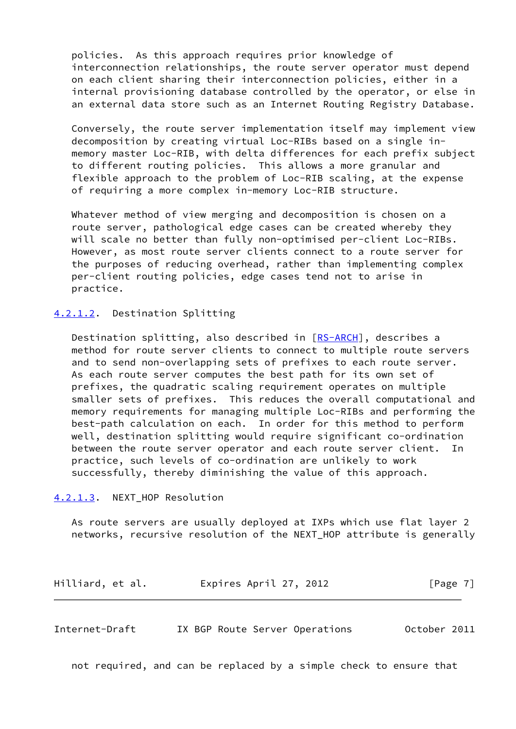policies. As this approach requires prior knowledge of interconnection relationships, the route server operator must depend on each client sharing their interconnection policies, either in a internal provisioning database controlled by the operator, or else in an external data store such as an Internet Routing Registry Database.

Conversely, the route server implementation itself may implement view decomposition by creating virtual Loc-RIBs based on a single in-memory master Loc-RIB, with delta differences for each prefix subject to different routing policies. This allows a more granular and flexible approach to the problem of Loc-RIB scaling, at the expense of requiring a more complex in-memory Loc-RIB structure.

Whatever method of view merging and decomposition is chosen on a route server, pathological edge cases can be created whereby they will scale no better than fully non-optimised per-client Loc-RIBs. However, as most route server clients connect to a route server for the purposes of reducing overhead, rather than implementing complex per-client routing policies, edge cases tend not to arise in practice.

#### 4.2.1.2. Destination Splitting

Destination splitting, also described in [RS-ARCH], describes a method for route server clients to connect to multiple route servers and to send non-overlapping sets of prefixes to each route server. As each route server computes the best path for its own set of prefixes, the quadratic scaling requirement operates on multiple smaller sets of prefixes. This reduces the overall computational and memory requirements for managing multiple Loc-RIBs and performing the best-path calculation on each. In order for this method to perform well, destination splitting would require significant co-ordination between the route server operator and each route server client. In practice, such levels of co-ordination are unlikely to work successfully, thereby diminishing the value of this approach.

#### 4.2.1.3. NEXT_HOP Resolution

As route servers are usually deployed at IXPs which use flat layer 2 networks, recursive resolution of the NEXT_HOP attribute is generally not required, and can be replaced by a simple check to ensure that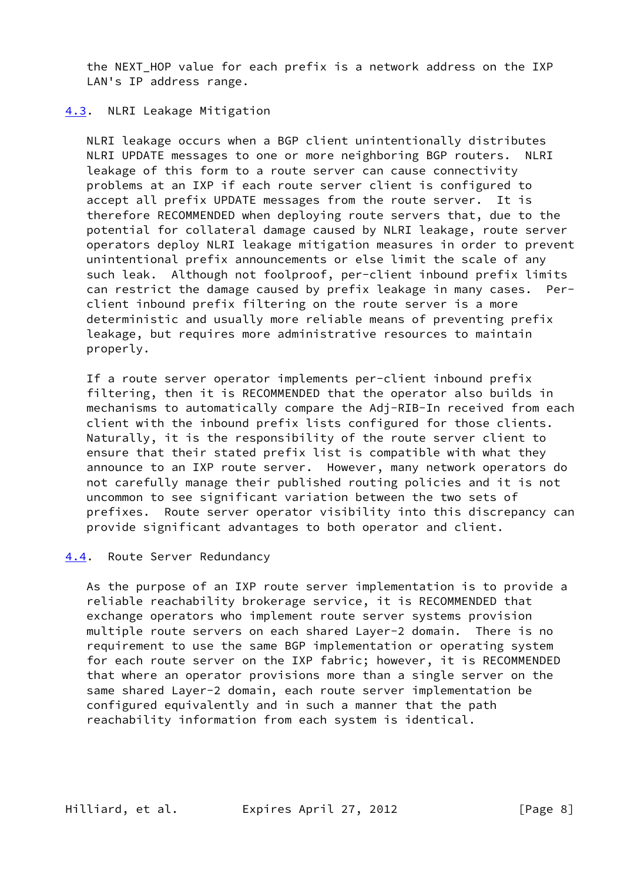the NEXT_HOP value for each prefix is a network address on the IXP LAN's IP address range.

### 4.3. NLRI Leakage Mitigation

NLRI leakage occurs when a BGP client unintentionally distributes NLRI UPDATE messages to one or more neighboring BGP routers. NLRI leakage of this form to a route server can cause connectivity problems at an IXP if each route server client is configured to accept all prefix UPDATE messages from the route server. It is therefore RECOMMENDED when deploying route servers that, due to the potential for collateral damage caused by NLRI leakage, route server operators deploy NLRI leakage mitigation measures in order to prevent unintentional prefix announcements or else limit the scale of any such leak. Although not foolproof, per-client inbound prefix limits can restrict the damage caused by prefix leakage in many cases. Per-client inbound prefix filtering on the route server is a more deterministic and usually more reliable means of preventing prefix leakage, but requires more administrative resources to maintain properly.

If a route server operator implements per-client inbound prefix filtering, then it is RECOMMENDED that the operator also builds in mechanisms to automatically compare the Adj-RIB-In received from each client with the inbound prefix lists configured for those clients. Naturally, it is the responsibility of the route server client to ensure that their stated prefix list is compatible with what they announce to an IXP route server. However, many network operators do not carefully manage their published routing policies and it is not uncommon to see significant variation between the two sets of prefixes. Route server operator visibility into this discrepancy can provide significant advantages to both operator and client.

### 4.4. Route Server Redundancy

As the purpose of an IXP route server implementation is to provide a reliable reachability brokerage service, it is RECOMMENDED that exchange operators who implement route server systems provision multiple route servers on each shared Layer-2 domain. There is no requirement to use the same BGP implementation or operating system for each route server on the IXP fabric; however, it is RECOMMENDED that where an operator provisions more than a single server on the same shared Layer-2 domain, each route server implementation be configured equivalently and in such a manner that the path reachability information from each system is identical.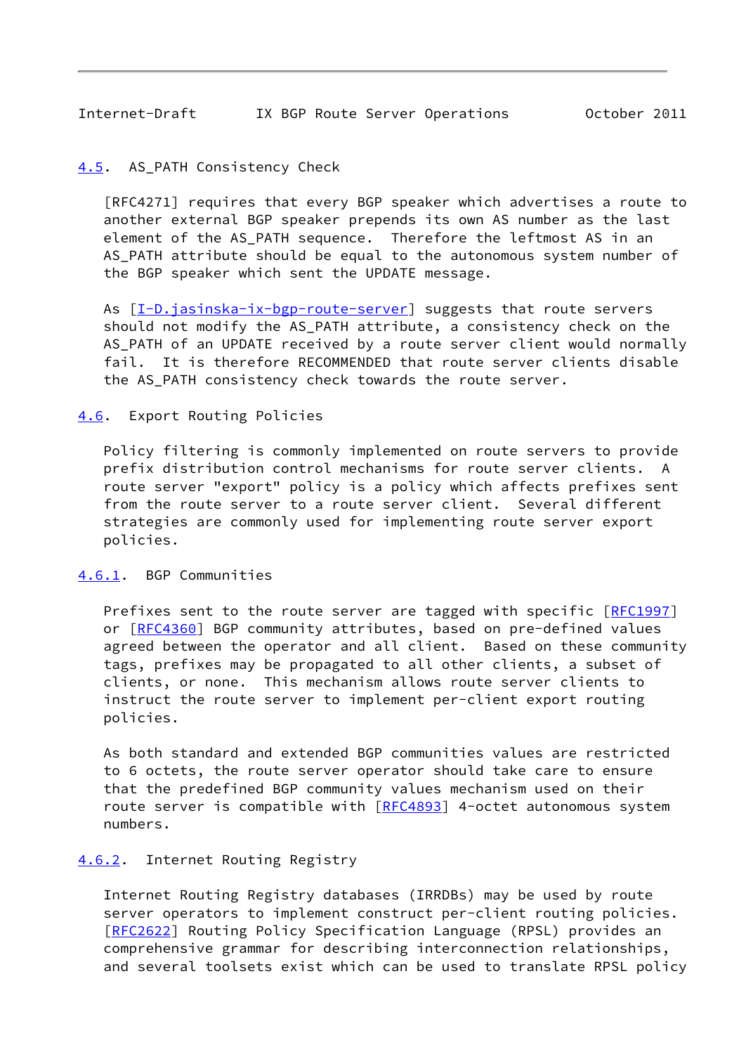### 4.5. AS_PATH Consistency Check

[RFC4271] requires that every BGP speaker which advertises a route to another external BGP speaker prepends its own AS number as the last element of the AS_PATH sequence. Therefore the leftmost AS in an AS_PATH attribute should be equal to the autonomous system number of the BGP speaker which sent the UPDATE message.

As [I-D.jasinska-ix-bgp-route-server] suggests that route servers should not modify the AS_PATH attribute, a consistency check on the AS_PATH of an UPDATE received by a route server client would normally fail. It is therefore RECOMMENDED that route server clients disable the AS_PATH consistency check towards the route server.

### 4.6. Export Routing Policies

Policy filtering is commonly implemented on route servers to provide prefix distribution control mechanisms for route server clients. A route server "export" policy is a policy which affects prefixes sent from the route server to a route server client. Several different strategies are commonly used for implementing route server export policies.

#### 4.6.1. BGP Communities

Prefixes sent to the route server are tagged with specific [RFC1997] or [RFC4360] BGP community attributes, based on pre-defined values agreed between the operator and all client. Based on these community tags, prefixes may be propagated to all other clients, a subset of clients, or none. This mechanism allows route server clients to instruct the route server to implement per-client export routing policies.

As both standard and extended BGP communities values are restricted to 6 octets, the route server operator should take care to ensure that the predefined BGP community values mechanism used on their route server is compatible with [RFC4893] 4-octet autonomous system numbers.

#### 4.6.2. Internet Routing Registry

Internet Routing Registry databases (IRRDBs) may be used by route server operators to implement construct per-client routing policies. [RFC2622] Routing Policy Specification Language (RPSL) provides an comprehensive grammar for describing interconnection relationships, and several toolsets exist which can be used to translate RPSL policy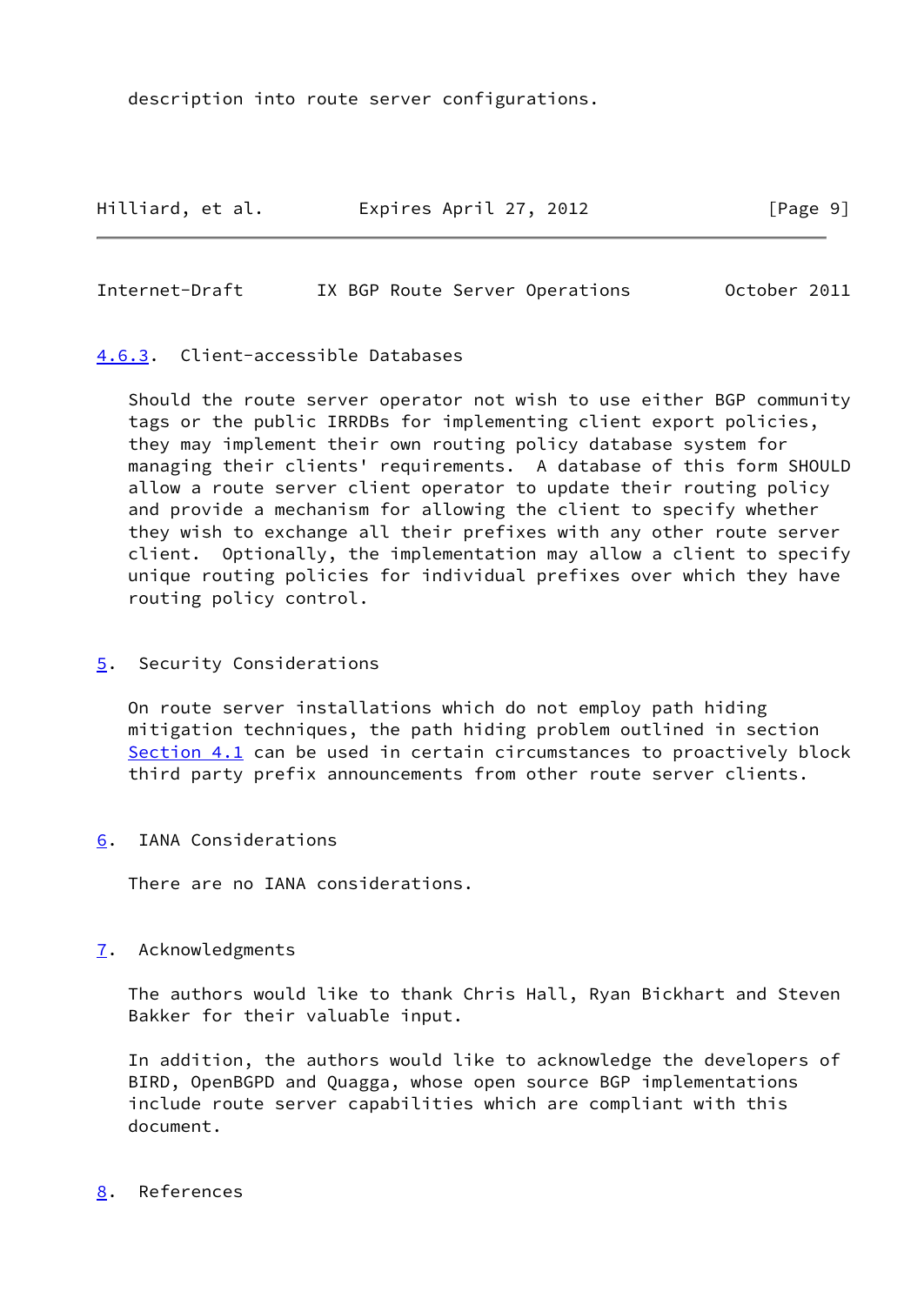description into route server configurations.

#### 4.6.3. Client-accessible Databases

Should the route server operator not wish to use either BGP community tags or the public IRRDBs for implementing client export policies, they may implement their own routing policy database system for managing their clients' requirements. A database of this form SHOULD allow a route server client operator to update their routing policy and provide a mechanism for allowing the client to specify whether they wish to exchange all their prefixes with any other route server client. Optionally, the implementation may allow a client to specify unique routing policies for individual prefixes over which they have routing policy control.

## 5. Security Considerations

On route server installations which do not employ path hiding mitigation techniques, the path hiding problem outlined in section Section 4.1 can be used in certain circumstances to proactively block third party prefix announcements from other route server clients.

## 6. IANA Considerations

There are no IANA considerations.

## 7. Acknowledgments

The authors would like to thank Chris Hall, Ryan Bickhart and Steven Bakker for their valuable input.

In addition, the authors would like to acknowledge the developers of BIRD, OpenBGPD and Quagga, whose open source BGP implementations include route server capabilities which are compliant with this document.

## 8. References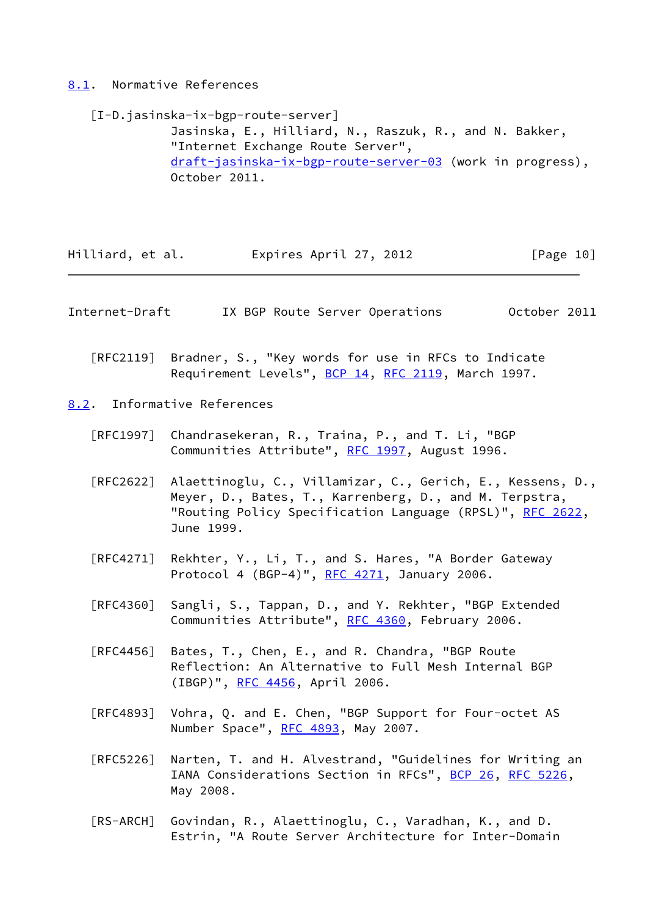### 8.1. Normative References

[I-D.jasinska-ix-bgp-route-server]
Jasinska, E., Hilliard, N., Raszuk, R., and N. Bakker, "Internet Exchange Route Server", draft-jasinska-ix-bgp-route-server-03 (work in progress), October 2011.

[RFC2119] Bradner, S., "Key words for use in RFCs to Indicate Requirement Levels", BCP 14, RFC 2119, March 1997.

### 8.2. Informative References

[RFC1997] Chandrasekeran, R., Traina, P., and T. Li, "BGP Communities Attribute", RFC 1997, August 1996.

[RFC2622] Alaettinoglu, C., Villamizar, C., Gerich, E., Kessens, D., Meyer, D., Bates, T., Karrenberg, D., and M. Terpstra, "Routing Policy Specification Language (RPSL)", RFC 2622, June 1999.

[RFC4271] Rekhter, Y., Li, T., and S. Hares, "A Border Gateway Protocol 4 (BGP-4)", RFC 4271, January 2006.

[RFC4360] Sangli, S., Tappan, D., and Y. Rekhter, "BGP Extended Communities Attribute", RFC 4360, February 2006.

[RFC4456] Bates, T., Chen, E., and R. Chandra, "BGP Route Reflection: An Alternative to Full Mesh Internal BGP (IBGP)", RFC 4456, April 2006.

[RFC4893] Vohra, Q. and E. Chen, "BGP Support for Four-octet AS Number Space", RFC 4893, May 2007.

[RFC5226] Narten, T. and H. Alvestrand, "Guidelines for Writing an IANA Considerations Section in RFCs", BCP 26, RFC 5226, May 2008.

[RS-ARCH] Govindan, R., Alaettinoglu, C., Varadhan, K., and D. Estrin, "A Route Server Architecture for Inter-Domain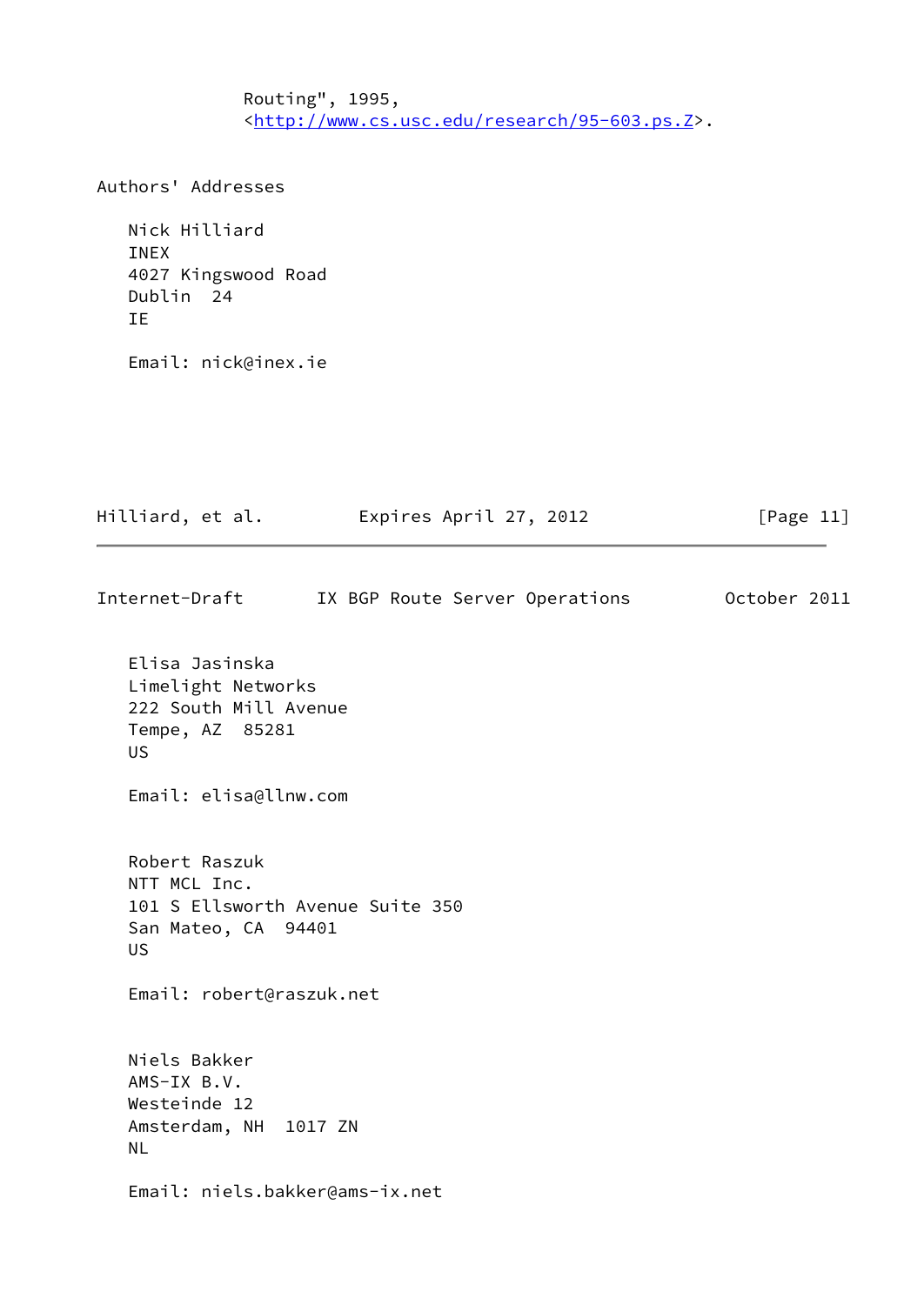Routing", 1995,
<http://www.cs.usc.edu/research/95-603.ps.Z>.

## Authors' Addresses

Nick Hilliard
INEX
4027 Kingswood Road
Dublin 24
IE

Email: nick@inex.ie

Elisa Jasinska
Limelight Networks
222 South Mill Avenue
Tempe, AZ 85281
US

Email: elisa@llnw.com

Robert Raszuk
NTT MCL Inc.
101 S Ellsworth Avenue Suite 350
San Mateo, CA 94401
US

Email: robert@raszuk.net

Niels Bakker
AMS-IX B.V.
Westeinde 12
Amsterdam, NH 1017 ZN
NL

Email: niels.bakker@ams-ix.net